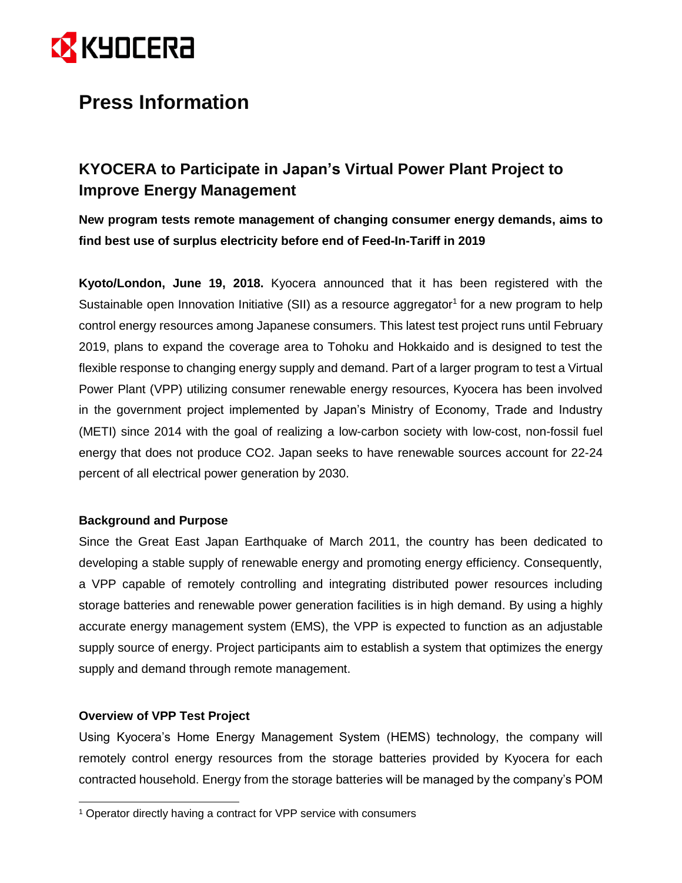# Press Information

## KYOCERA to Participate in Japan's Virtual Power Plant Project to Improve Energy Management

**New program tests remote management of changing consumer energy demands, aims to find best use of surplus electricity before end of Feed-In-Tariff in 2019**

**Kyoto/London, June 19, 2018.** Kyocera announced that it has been registered with the Sustainable open Innovation Initiative (SII) as a resource aggregator[1] for a new program to help control energy resources among Japanese consumers. This latest test project runs until February 2019, plans to expand the coverage area to Tohoku and Hokkaido and is designed to test the flexible response to changing energy supply and demand. Part of a larger program to test a Virtual Power Plant (VPP) utilizing consumer renewable energy resources, Kyocera has been involved in the government project implemented by Japan's Ministry of Economy, Trade and Industry (METI) since 2014 with the goal of realizing a low-carbon society with low-cost, non-fossil fuel energy that does not produce CO2. Japan seeks to have renewable sources account for 22-24 percent of all electrical power generation by 2030.

### Background and Purpose

Since the Great East Japan Earthquake of March 2011, the country has been dedicated to developing a stable supply of renewable energy and promoting energy efficiency. Consequently, a VPP capable of remotely controlling and integrating distributed power resources including storage batteries and renewable power generation facilities is in high demand. By using a highly accurate energy management system (EMS), the VPP is expected to function as an adjustable supply source of energy. Project participants aim to establish a system that optimizes the energy supply and demand through remote management.

### Overview of VPP Test Project

Using Kyocera's Home Energy Management System (HEMS) technology, the company will remotely control energy resources from the storage batteries provided by Kyocera for each contracted household. Energy from the storage batteries will be managed by the company's POM

[1] Operator directly having a contract for VPP service with consumers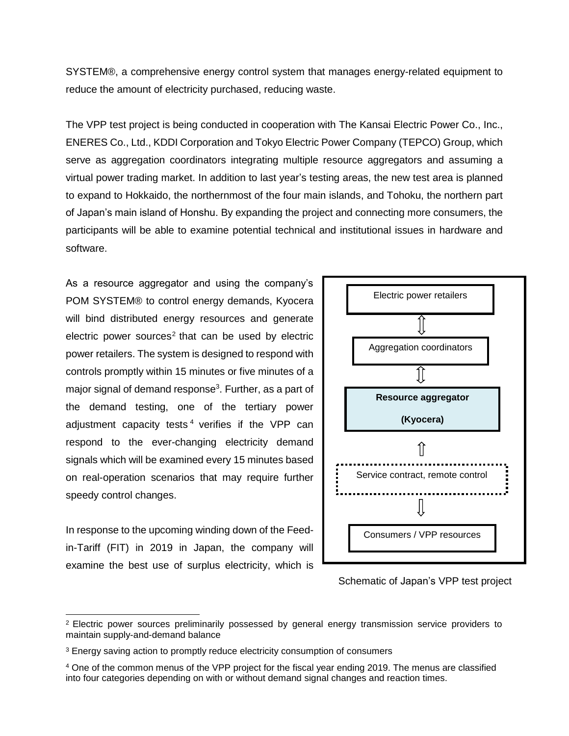SYSTEM®, a comprehensive energy control system that manages energy-related equipment to reduce the amount of electricity purchased, reducing waste.

The VPP test project is being conducted in cooperation with The Kansai Electric Power Co., Inc., ENERES Co., Ltd., KDDI Corporation and Tokyo Electric Power Company (TEPCO) Group, which serve as aggregation coordinators integrating multiple resource aggregators and assuming a virtual power trading market. In addition to last year's testing areas, the new test area is planned to expand to Hokkaido, the northernmost of the four main islands, and Tohoku, the northern part of Japan's main island of Honshu. By expanding the project and connecting more consumers, the participants will be able to examine potential technical and institutional issues in hardware and software.

As a resource aggregator and using the company's POM SYSTEM® to control energy demands, Kyocera will bind distributed energy resources and generate electric power sources[2] that can be used by electric power retailers. The system is designed to respond with controls promptly within 15 minutes or five minutes of a major signal of demand response[3]. Further, as a part of the demand testing, one of the tertiary power adjustment capacity tests[4] verifies if the VPP can respond to the ever-changing electricity demand signals which will be examined every 15 minutes based on real-operation scenarios that may require further speedy control changes.

Electric power retailers

⇕

Aggregation coordinators

⇕

**Resource aggregator**

**(Kyocera)**

⇧

Service contract, remote control

⇩

Consumers / VPP resources

Schematic of Japan's VPP test project

In response to the upcoming winding down of the Feed-in-Tariff (FIT) in 2019 in Japan, the company will examine the best use of surplus electricity, which is

---

[2] Electric power sources preliminarily possessed by general energy transmission service providers to maintain supply-and-demand balance

[3] Energy saving action to promptly reduce electricity consumption of consumers

[4] One of the common menus of the VPP project for the fiscal year ending 2019. The menus are classified into four categories depending on with or without demand signal changes and reaction times.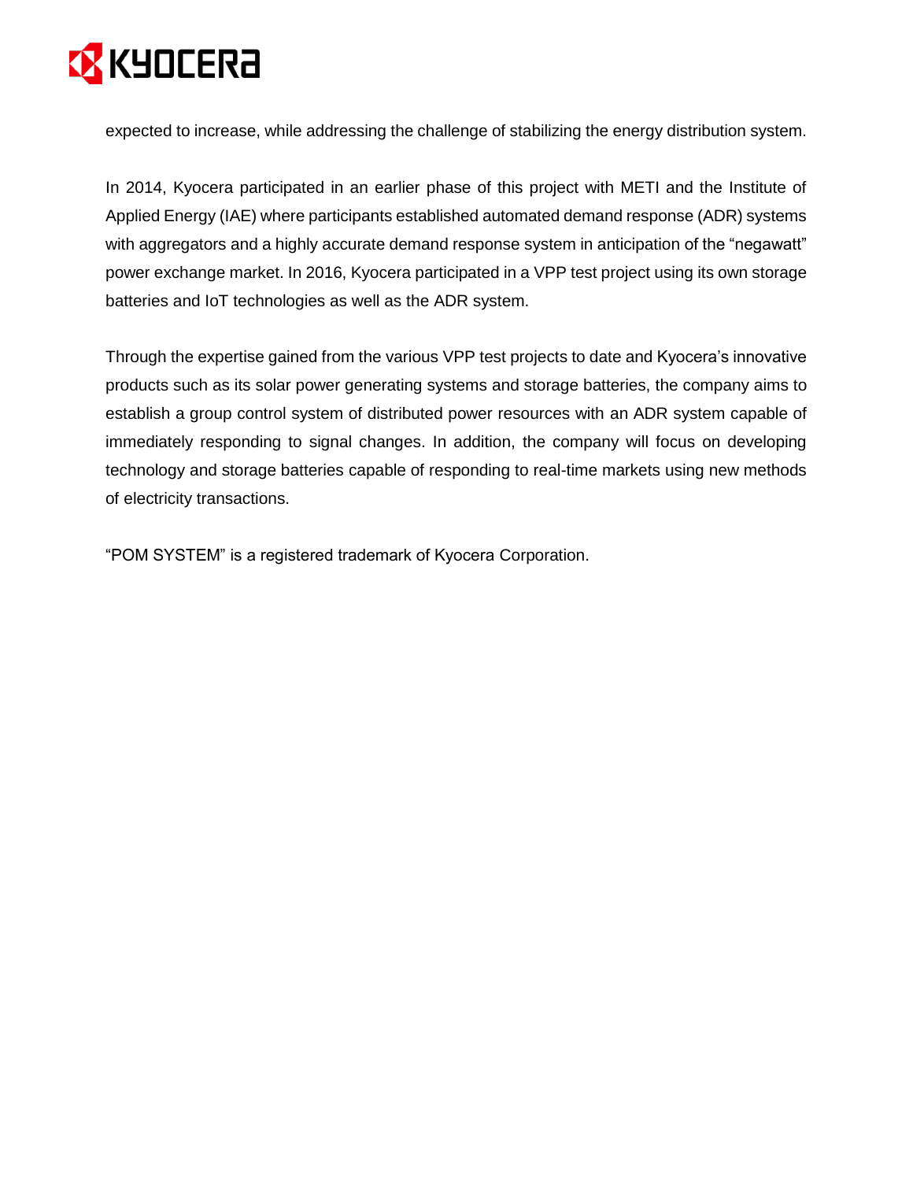expected to increase, while addressing the challenge of stabilizing the energy distribution system.

In 2014, Kyocera participated in an earlier phase of this project with METI and the Institute of Applied Energy (IAE) where participants established automated demand response (ADR) systems with aggregators and a highly accurate demand response system in anticipation of the "negawatt" power exchange market. In 2016, Kyocera participated in a VPP test project using its own storage batteries and IoT technologies as well as the ADR system.

Through the expertise gained from the various VPP test projects to date and Kyocera's innovative products such as its solar power generating systems and storage batteries, the company aims to establish a group control system of distributed power resources with an ADR system capable of immediately responding to signal changes. In addition, the company will focus on developing technology and storage batteries capable of responding to real-time markets using new methods of electricity transactions.

"POM SYSTEM" is a registered trademark of Kyocera Corporation.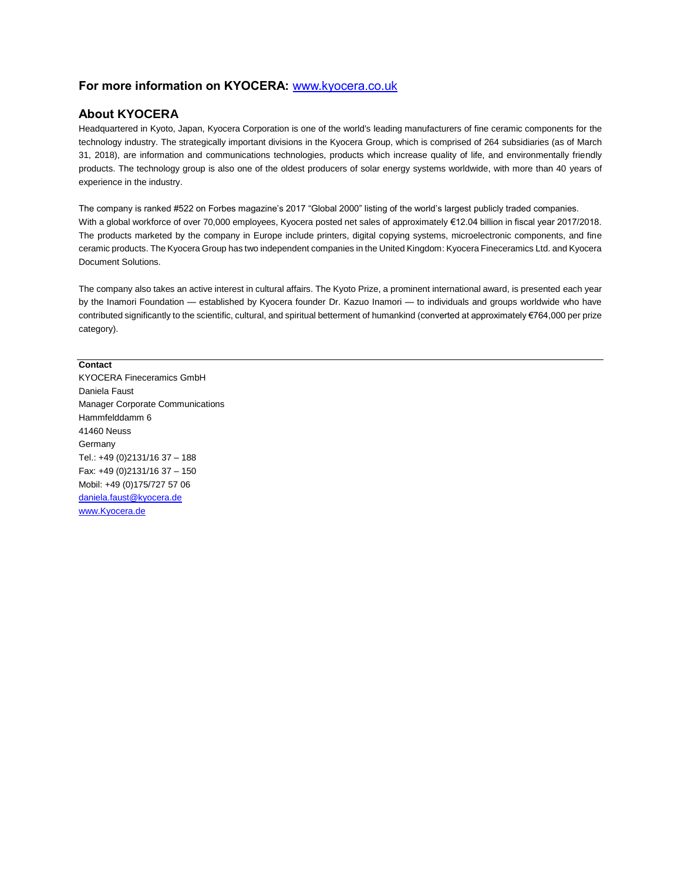## For more information on KYOCERA: [www.kyocera.co.uk](http://www.kyocera.co.uk)

## About KYOCERA

Headquartered in Kyoto, Japan, Kyocera Corporation is one of the world's leading manufacturers of fine ceramic components for the technology industry. The strategically important divisions in the Kyocera Group, which is comprised of 264 subsidiaries (as of March 31, 2018), are information and communications technologies, products which increase quality of life, and environmentally friendly products. The technology group is also one of the oldest producers of solar energy systems worldwide, with more than 40 years of experience in the industry.

The company is ranked #522 on Forbes magazine's 2017 "Global 2000" listing of the world's largest publicly traded companies. With a global workforce of over 70,000 employees, Kyocera posted net sales of approximately €12.04 billion in fiscal year 2017/2018. The products marketed by the company in Europe include printers, digital copying systems, microelectronic components, and fine ceramic products. The Kyocera Group has two independent companies in the United Kingdom: Kyocera Fineceramics Ltd. and Kyocera Document Solutions.

The company also takes an active interest in cultural affairs. The Kyoto Prize, a prominent international award, is presented each year by the Inamori Foundation — established by Kyocera founder Dr. Kazuo Inamori — to individuals and groups worldwide who have contributed significantly to the scientific, cultural, and spiritual betterment of humankind (converted at approximately €764,000 per prize category).

---

**Contact**

KYOCERA Fineceramics GmbH
Daniela Faust
Manager Corporate Communications
Hammfelddamm 6
41460 Neuss
Germany
Tel.: +49 (0)2131/16 37 – 188
Fax: +49 (0)2131/16 37 – 150
Mobil: +49 (0)175/727 57 06
[daniela.faust@kyocera.de](mailto:daniela.faust@kyocera.de)
[www.Kyocera.de](http://www.Kyocera.de)